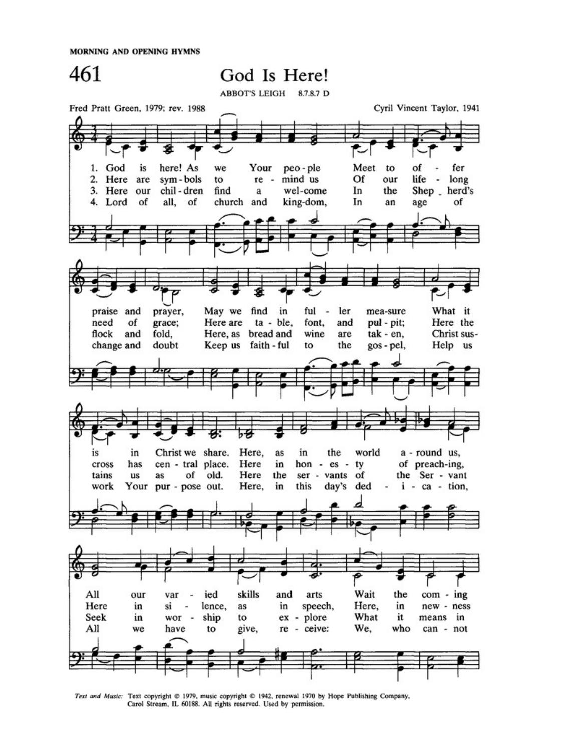MORNING AND OPENING HYMNS

# 461 God Is Here!

ABBOT'S LEIGH 8.7.8.7 D

Fred Pratt Green, 1979; rev. 1988

Cyril Vincent Taylor, 1941

1. God is here! As we Your peo - ple Meet to of - fer praise and prayer, May we find in ful - ler mea-sure What it is in Christ we share. Here, as in the world a - round us, All our var - ied skills and arts Wait the com - ing

2. Here are sym - bols to re - mind us Of our life - long need of grace; Here are ta - ble, font, and pul - pit; Here the cross has cen - tral place. Here in hon - es - ty of preach-ing, Here in si - lence, as in speech, Here, in new - ness

3. Here our chil - dren find a wel-come In the Shep - herd's flock and fold, Here, as bread and wine are tak - en, Christ sus- tains us as of old. Here the ser - vants of the Ser - vant Seek in wor - ship to ex - plore What it means in

4. Lord of all, of church and king-dom, In an age of change and doubt Keep us faith - ful to the gos - pel, Help us work Your pur - pose out. Here, in this day's ded - i - ca - tion, All we have to give, re - ceive: We, who can - not

*Text and Music:* Text copyright © 1979, music copyright © 1942, renewal 1970 by Hope Publishing Company, Carol Stream, IL 60188. All rights reserved. Used by permission.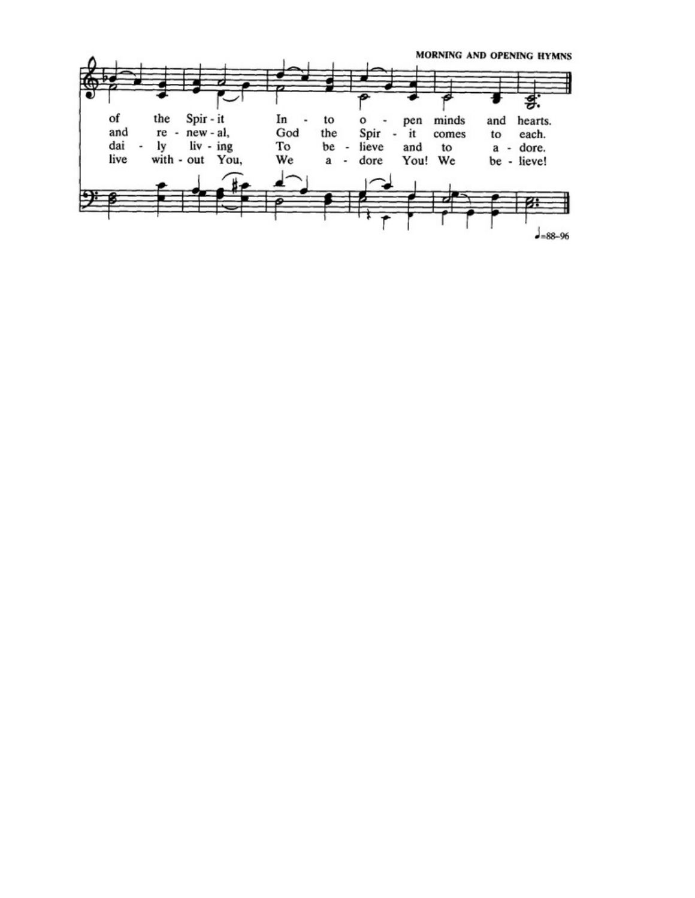of the Spir - it In - to o - pen minds and hearts.
and re - new - al, God the Spir - it comes to each.
dai - ly liv - ing To be - lieve and to a - dore.
live with - out You, We a - dore You! We be - lieve!

♩=88–96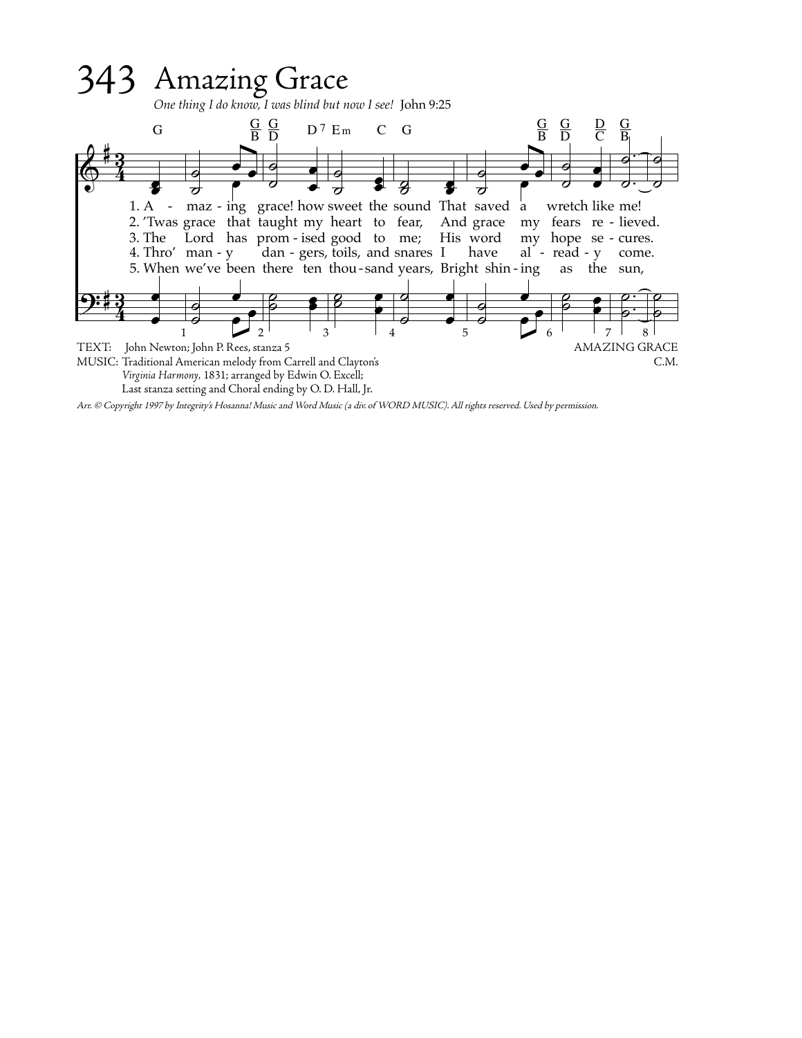# 343 Amazing Grace

*One thing I do know, I was blind but now I see!* John 9:25

1. A - maz - ing grace! how sweet the sound That saved a wretch like me!
2. 'Twas grace that taught my heart to fear, And grace my fears re - lieved.
3. The Lord has prom - ised good to me; His word my hope se - cures.
4. Thro' man - y dan - gers, toils, and snares I have al - read - y come.
5. When we've been there ten thou - sand years, Bright shin - ing as the sun,

TEXT: John Newton; John P. Rees, stanza 5

MUSIC: Traditional American melody from Carrell and Clayton's *Virginia Harmony*, 1831; arranged by Edwin O. Excell; Last stanza setting and Choral ending by O. D. Hall, Jr.

AMAZING GRACE
C.M.

*Arr. © Copyright 1997 by Integrity's Hosanna! Music and Word Music (a div. of WORD MUSIC). All rights reserved. Used by permission.*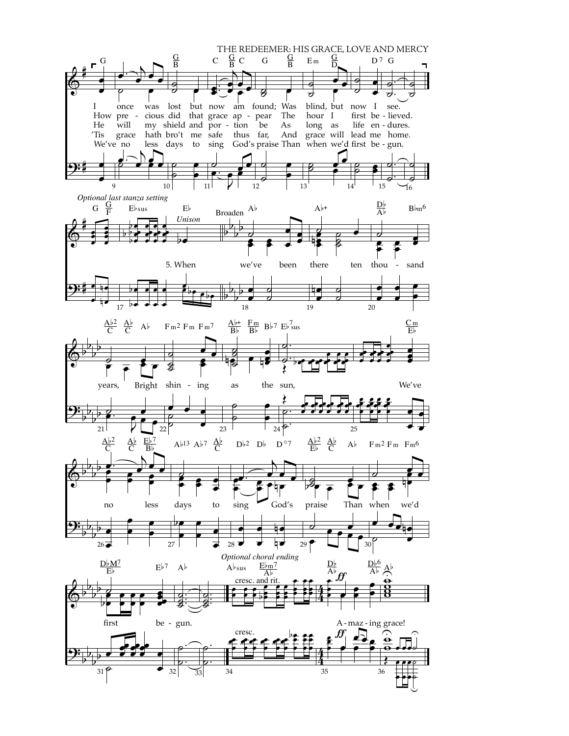THE REDEEMER: HIS GRACE, LOVE AND MERCY

I once was lost but now am found; Was blind, but now I see.
How precious did that grace appear The hour I first believed.
He will my shield and portion be As long as life endures.
'Tis grace hath bro't me safe thus far, And grace will lead me home.
We've no less days to sing God's praise Than when we'd first begun.

*Optional last stanza setting*

*Unison*

Broaden

5. When we've been there ten thousand years, Bright shining as the sun, We've no less days to sing God's praise Than when we'd first begun.

*Optional choral ending*

cresc. and rit.

Amazing grace!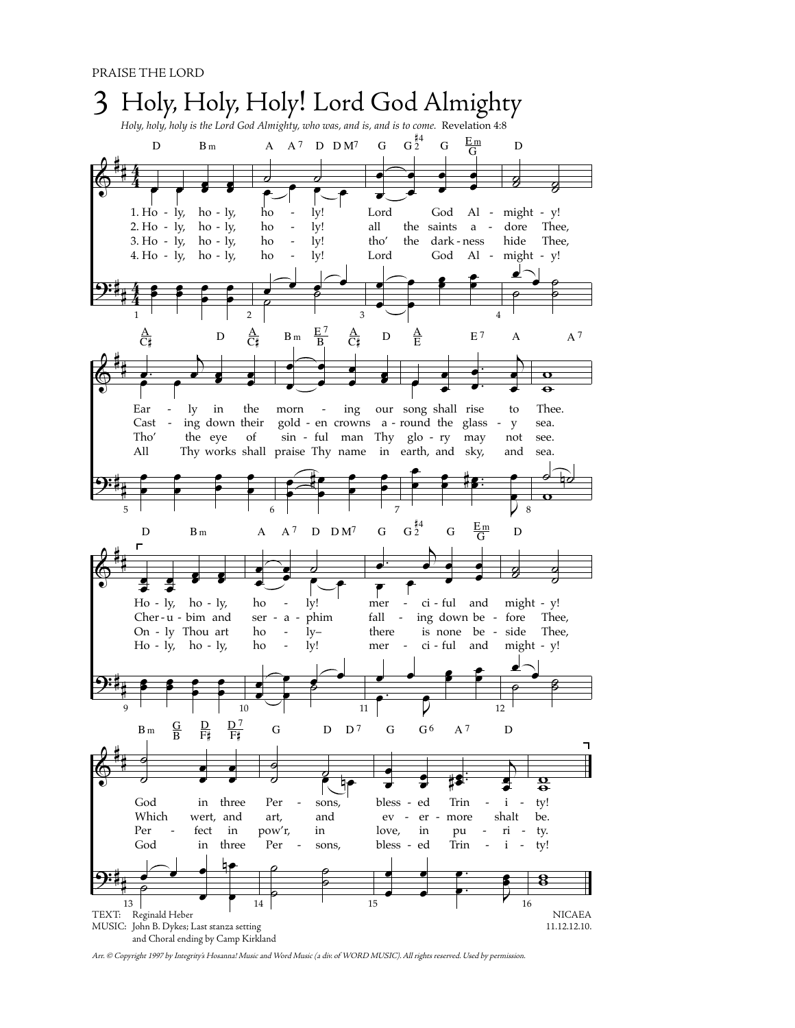PRAISE THE LORD

# 3 Holy, Holy, Holy! Lord God Almighty

*Holy, holy, holy is the Lord God Almighty, who was, and is, and is to come.* Revelation 4:8

1. Ho - ly, ho - ly, ho - ly! Lord God Al - might - y! Ear - ly in the morn - ing our song shall rise to Thee. Ho - ly, ho - ly, ho - ly! mer - ci - ful and might - y! God in three Per - sons, bless - ed Trin - i - ty!

2. Ho - ly, ho - ly, ho - ly! all the saints a - dore Thee, Cast - ing down their gold - en crowns a - round the glass - y sea. Cher - u - bim and ser - a - phim fall - ing down be - fore Thee, Which wert, and art, and ev - er - more shalt be.

3. Ho - ly, ho - ly, ho - ly! tho' the dark - ness hide Thee, Tho' the eye of sin - ful man Thy glo - ry may not see. On - ly Thou art ho - ly– there is none be - side Thee, Per - fect in pow'r, in love, in pu - ri - ty.

4. Ho - ly, ho - ly, ho - ly! Lord God Al - might - y! All Thy works shall praise Thy name in earth, and sky, and sea. Ho - ly, ho - ly, ho - ly! mer - ci - ful and might - y! God in three Per - sons, bless - ed Trin - i - ty!

TEXT: Reginald Heber
MUSIC: John B. Dykes; Last stanza setting and Choral ending by Camp Kirkland

NICAEA
11.12.12.10.

*Arr. © Copyright 1997 by Integrity's Hosanna! Music and Word Music (a div. of WORD MUSIC). All rights reserved. Used by permission.*